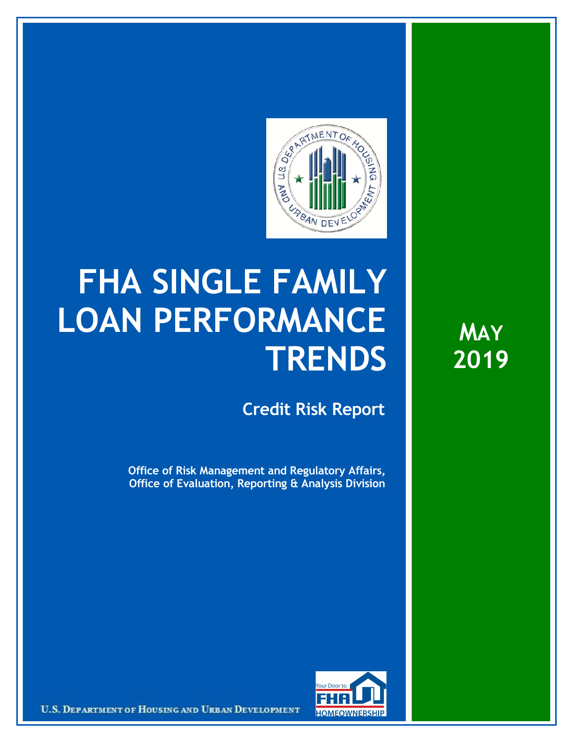# FHA SINGLE FAMILY LOAN PERFORMANCE TRENDS

## Credit Risk Report

**Office of Risk Management and Regulatory Affairs, Office of Evaluation, Reporting & Analysis Division**

**MAY 2019**

U.S. DEPARTMENT OF HOUSING AND URBAN DEVELOPMENT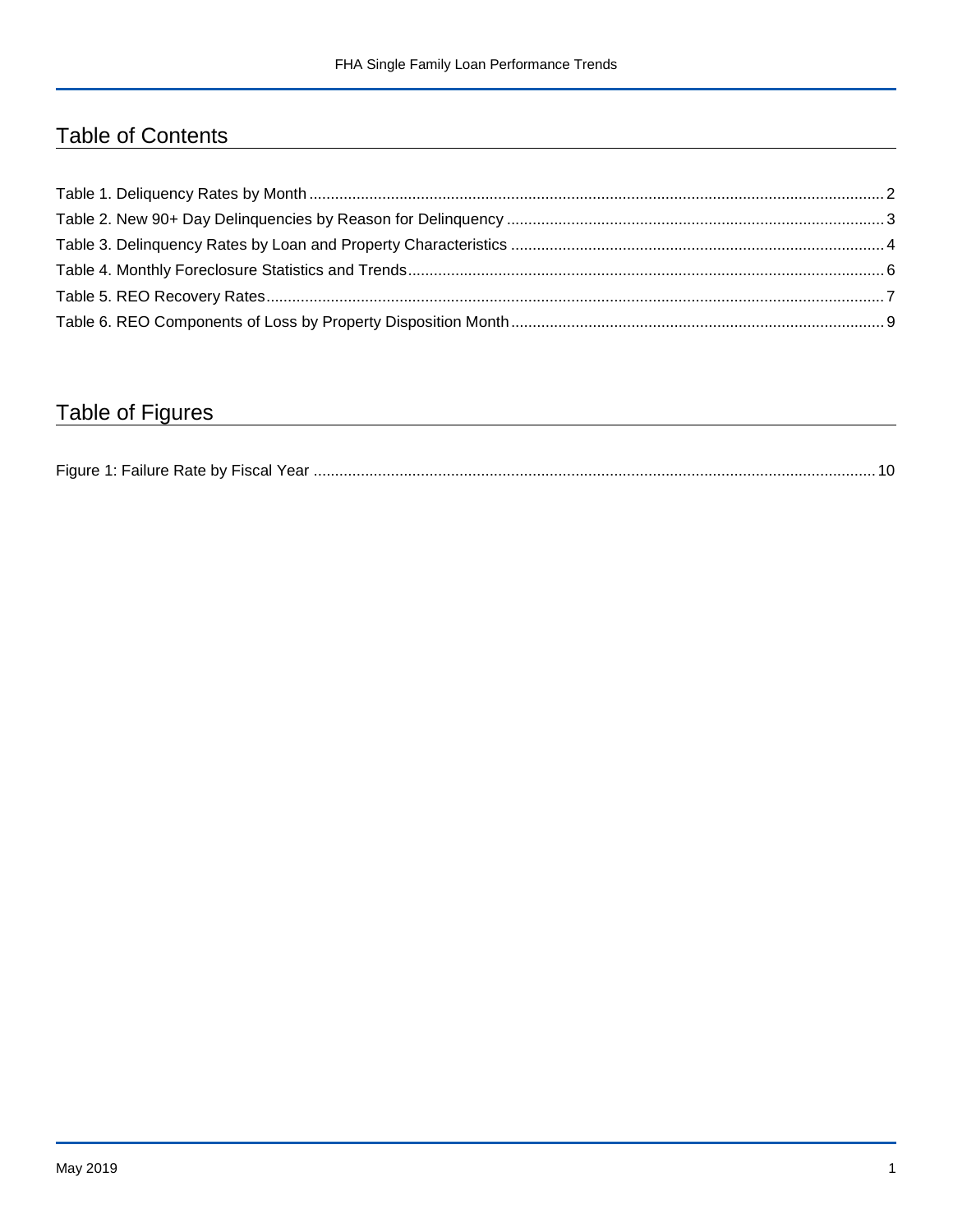## Table of Contents

Table 1. Deliquency Rates by Month ..... 2
Table 2. New 90+ Day Delinquencies by Reason for Delinquency ..... 3
Table 3. Delinquency Rates by Loan and Property Characteristics ..... 4
Table 4. Monthly Foreclosure Statistics and Trends ..... 6
Table 5. REO Recovery Rates ..... 7
Table 6. REO Components of Loss by Property Disposition Month ..... 9

## Table of Figures

Figure 1: Failure Rate by Fiscal Year ..... 10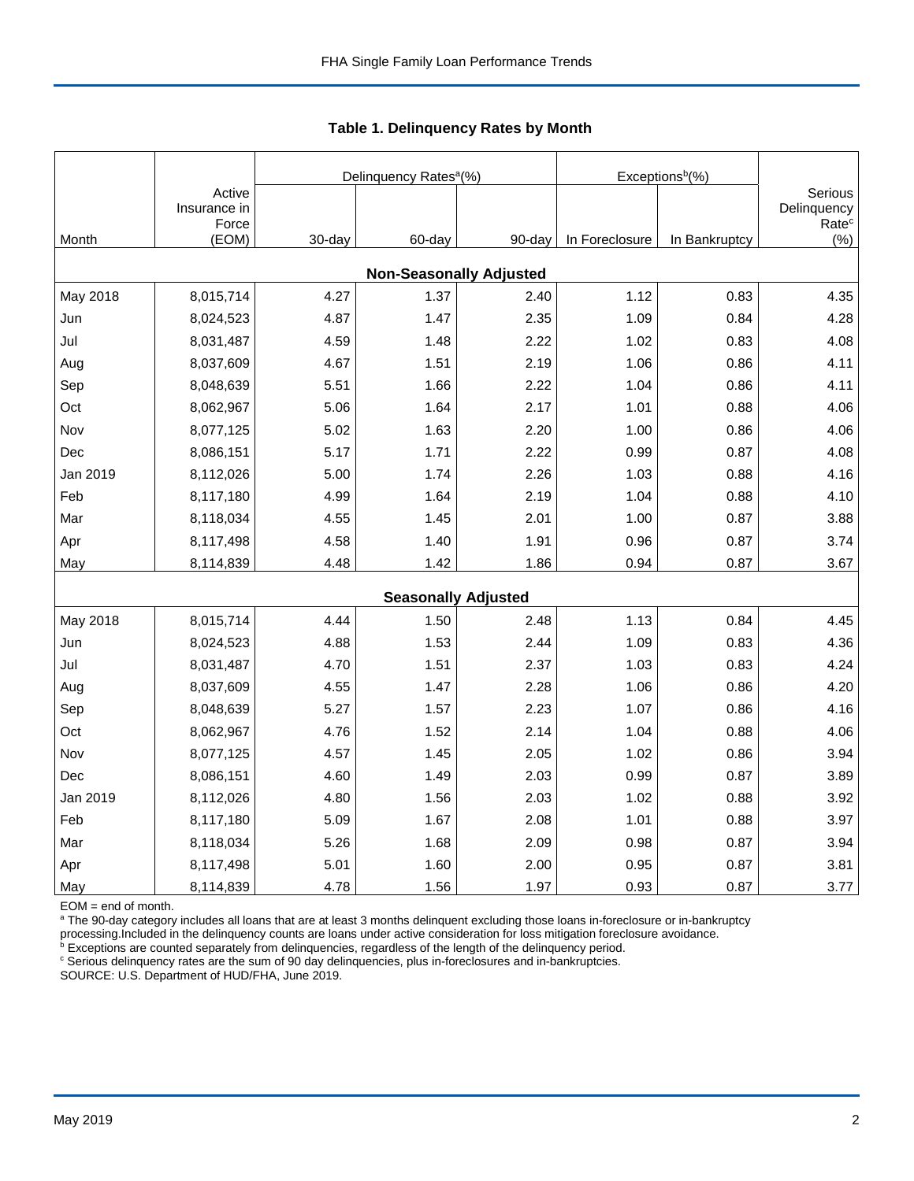### Table 1. Delinquency Rates by Month

| Month | Active Insurance in Force (EOM) | Delinquency Rates[a](%) | | | Exceptions[b](%) | | Serious Delinquency Rate[c] (%) |
|---|---|---|---|---|---|---|---|
| | | 30-day | 60-day | 90-day | In Foreclosure | In Bankruptcy | |
| **Non-Seasonally Adjusted** | | | | | | | |
| May 2018 | 8,015,714 | 4.27 | 1.37 | 2.40 | 1.12 | 0.83 | 4.35 |
| Jun | 8,024,523 | 4.87 | 1.47 | 2.35 | 1.09 | 0.84 | 4.28 |
| Jul | 8,031,487 | 4.59 | 1.48 | 2.22 | 1.02 | 0.83 | 4.08 |
| Aug | 8,037,609 | 4.67 | 1.51 | 2.19 | 1.06 | 0.86 | 4.11 |
| Sep | 8,048,639 | 5.51 | 1.66 | 2.22 | 1.04 | 0.86 | 4.11 |
| Oct | 8,062,967 | 5.06 | 1.64 | 2.17 | 1.01 | 0.88 | 4.06 |
| Nov | 8,077,125 | 5.02 | 1.63 | 2.20 | 1.00 | 0.86 | 4.06 |
| Dec | 8,086,151 | 5.17 | 1.71 | 2.22 | 0.99 | 0.87 | 4.08 |
| Jan 2019 | 8,112,026 | 5.00 | 1.74 | 2.26 | 1.03 | 0.88 | 4.16 |
| Feb | 8,117,180 | 4.99 | 1.64 | 2.19 | 1.04 | 0.88 | 4.10 |
| Mar | 8,118,034 | 4.55 | 1.45 | 2.01 | 1.00 | 0.87 | 3.88 |
| Apr | 8,117,498 | 4.58 | 1.40 | 1.91 | 0.96 | 0.87 | 3.74 |
| May | 8,114,839 | 4.48 | 1.42 | 1.86 | 0.94 | 0.87 | 3.67 |
| **Seasonally Adjusted** | | | | | | | |
| May 2018 | 8,015,714 | 4.44 | 1.50 | 2.48 | 1.13 | 0.84 | 4.45 |
| Jun | 8,024,523 | 4.88 | 1.53 | 2.44 | 1.09 | 0.83 | 4.36 |
| Jul | 8,031,487 | 4.70 | 1.51 | 2.37 | 1.03 | 0.83 | 4.24 |
| Aug | 8,037,609 | 4.55 | 1.47 | 2.28 | 1.06 | 0.86 | 4.20 |
| Sep | 8,048,639 | 5.27 | 1.57 | 2.23 | 1.07 | 0.86 | 4.16 |
| Oct | 8,062,967 | 4.76 | 1.52 | 2.14 | 1.04 | 0.88 | 4.06 |
| Nov | 8,077,125 | 4.57 | 1.45 | 2.05 | 1.02 | 0.86 | 3.94 |
| Dec | 8,086,151 | 4.60 | 1.49 | 2.03 | 0.99 | 0.87 | 3.89 |
| Jan 2019 | 8,112,026 | 4.80 | 1.56 | 2.03 | 1.02 | 0.88 | 3.92 |
| Feb | 8,117,180 | 5.09 | 1.67 | 2.08 | 1.01 | 0.88 | 3.97 |
| Mar | 8,118,034 | 5.26 | 1.68 | 2.09 | 0.98 | 0.87 | 3.94 |
| Apr | 8,117,498 | 5.01 | 1.60 | 2.00 | 0.95 | 0.87 | 3.81 |
| May | 8,114,839 | 4.78 | 1.56 | 1.97 | 0.93 | 0.87 | 3.77 |

EOM = end of month.

[a] The 90-day category includes all loans that are at least 3 months delinquent excluding those loans in-foreclosure or in-bankruptcy processing.Included in the delinquency counts are loans under active consideration for loss mitigation foreclosure avoidance.

[b] Exceptions are counted separately from delinquencies, regardless of the length of the delinquency period.

[c] Serious delinquency rates are the sum of 90 day delinquencies, plus in-foreclosures and in-bankruptcies.

SOURCE: U.S. Department of HUD/FHA, June 2019.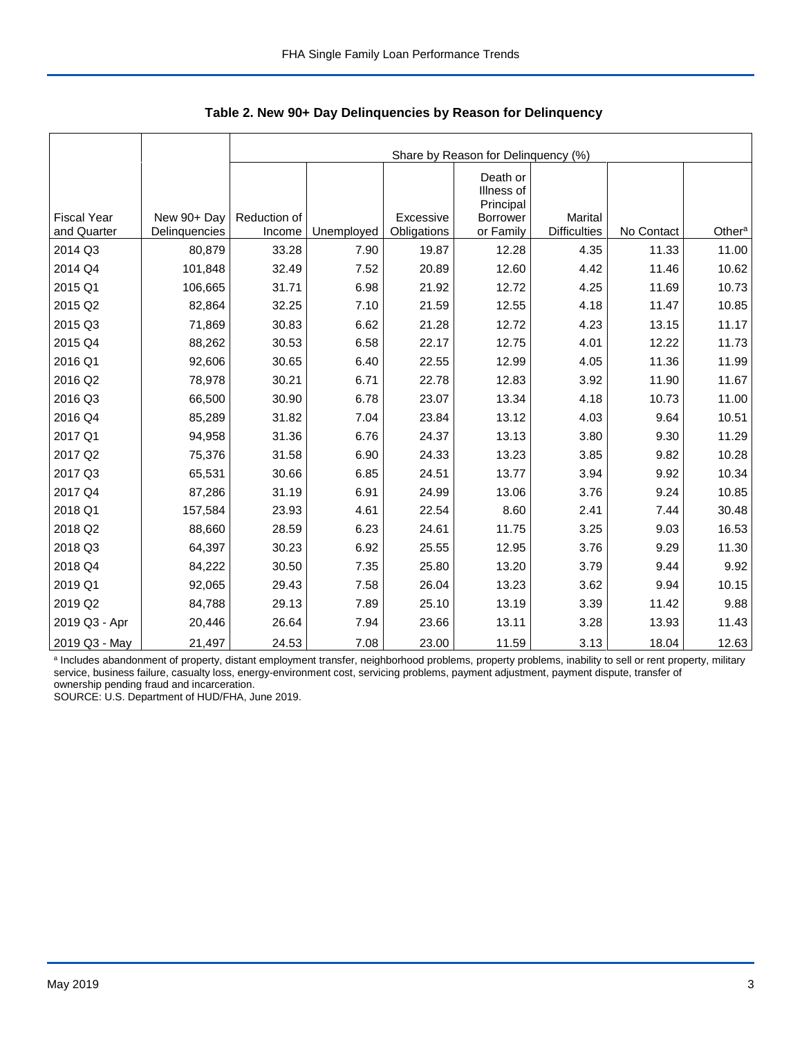**Table 2. New 90+ Day Delinquencies by Reason for Delinquency**

| | | Share by Reason for Delinquency (%) | | | | | | |
|---|---|---|---|---|---|---|---|---|
| Fiscal Year and Quarter | New 90+ Day Delinquencies | Reduction of Income | Unemployed | Excessive Obligations | Death or Illness of Principal Borrower or Family | Marital Difficulties | No Contact | Other[a] |
| 2014 Q3 | 80,879 | 33.28 | 7.90 | 19.87 | 12.28 | 4.35 | 11.33 | 11.00 |
| 2014 Q4 | 101,848 | 32.49 | 7.52 | 20.89 | 12.60 | 4.42 | 11.46 | 10.62 |
| 2015 Q1 | 106,665 | 31.71 | 6.98 | 21.92 | 12.72 | 4.25 | 11.69 | 10.73 |
| 2015 Q2 | 82,864 | 32.25 | 7.10 | 21.59 | 12.55 | 4.18 | 11.47 | 10.85 |
| 2015 Q3 | 71,869 | 30.83 | 6.62 | 21.28 | 12.72 | 4.23 | 13.15 | 11.17 |
| 2015 Q4 | 88,262 | 30.53 | 6.58 | 22.17 | 12.75 | 4.01 | 12.22 | 11.73 |
| 2016 Q1 | 92,606 | 30.65 | 6.40 | 22.55 | 12.99 | 4.05 | 11.36 | 11.99 |
| 2016 Q2 | 78,978 | 30.21 | 6.71 | 22.78 | 12.83 | 3.92 | 11.90 | 11.67 |
| 2016 Q3 | 66,500 | 30.90 | 6.78 | 23.07 | 13.34 | 4.18 | 10.73 | 11.00 |
| 2016 Q4 | 85,289 | 31.82 | 7.04 | 23.84 | 13.12 | 4.03 | 9.64 | 10.51 |
| 2017 Q1 | 94,958 | 31.36 | 6.76 | 24.37 | 13.13 | 3.80 | 9.30 | 11.29 |
| 2017 Q2 | 75,376 | 31.58 | 6.90 | 24.33 | 13.23 | 3.85 | 9.82 | 10.28 |
| 2017 Q3 | 65,531 | 30.66 | 6.85 | 24.51 | 13.77 | 3.94 | 9.92 | 10.34 |
| 2017 Q4 | 87,286 | 31.19 | 6.91 | 24.99 | 13.06 | 3.76 | 9.24 | 10.85 |
| 2018 Q1 | 157,584 | 23.93 | 4.61 | 22.54 | 8.60 | 2.41 | 7.44 | 30.48 |
| 2018 Q2 | 88,660 | 28.59 | 6.23 | 24.61 | 11.75 | 3.25 | 9.03 | 16.53 |
| 2018 Q3 | 64,397 | 30.23 | 6.92 | 25.55 | 12.95 | 3.76 | 9.29 | 11.30 |
| 2018 Q4 | 84,222 | 30.50 | 7.35 | 25.80 | 13.20 | 3.79 | 9.44 | 9.92 |
| 2019 Q1 | 92,065 | 29.43 | 7.58 | 26.04 | 13.23 | 3.62 | 9.94 | 10.15 |
| 2019 Q2 | 84,788 | 29.13 | 7.89 | 25.10 | 13.19 | 3.39 | 11.42 | 9.88 |
| 2019 Q3 - Apr | 20,446 | 26.64 | 7.94 | 23.66 | 13.11 | 3.28 | 13.93 | 11.43 |
| 2019 Q3 - May | 21,497 | 24.53 | 7.08 | 23.00 | 11.59 | 3.13 | 18.04 | 12.63 |

[a] Includes abandonment of property, distant employment transfer, neighborhood problems, property problems, inability to sell or rent property, military service, business failure, casualty loss, energy-environment cost, servicing problems, payment adjustment, payment dispute, transfer of ownership pending fraud and incarceration.

SOURCE: U.S. Department of HUD/FHA, June 2019.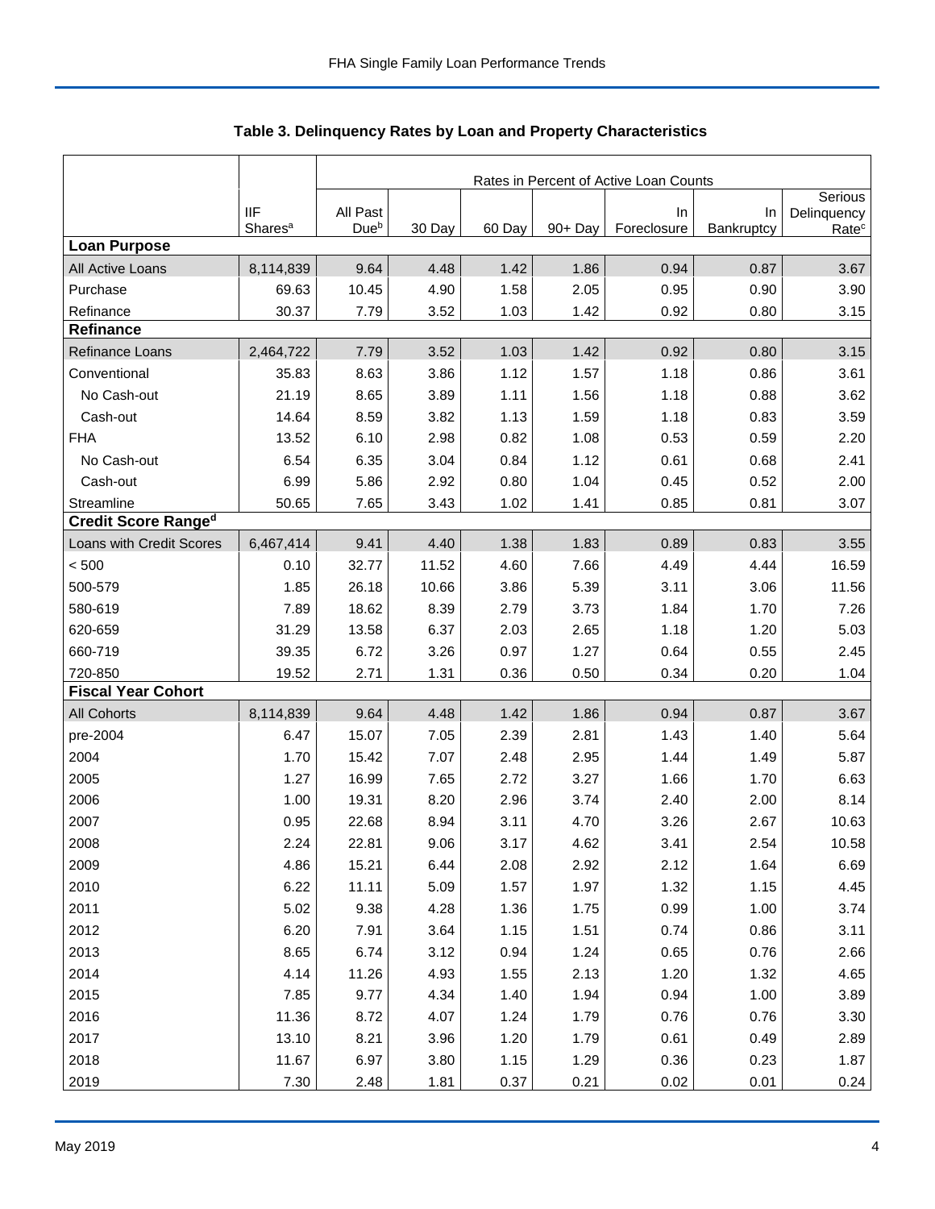## Table 3. Delinquency Rates by Loan and Property Characteristics

| | | Rates in Percent of Active Loan Counts | | | | | | |
|---|---|---|---|---|---|---|---|---|
| | IIF Shares[a] | All Past Due[b] | 30 Day | 60 Day | 90+ Day | In Foreclosure | In Bankruptcy | Serious Delinquency Rate[c] |
| **Loan Purpose** | | | | | | | | |
| All Active Loans | 8,114,839 | 9.64 | 4.48 | 1.42 | 1.86 | 0.94 | 0.87 | 3.67 |
| Purchase | 69.63 | 10.45 | 4.90 | 1.58 | 2.05 | 0.95 | 0.90 | 3.90 |
| Refinance | 30.37 | 7.79 | 3.52 | 1.03 | 1.42 | 0.92 | 0.80 | 3.15 |
| **Refinance** | | | | | | | | |
| Refinance Loans | 2,464,722 | 7.79 | 3.52 | 1.03 | 1.42 | 0.92 | 0.80 | 3.15 |
| Conventional | 35.83 | 8.63 | 3.86 | 1.12 | 1.57 | 1.18 | 0.86 | 3.61 |
| No Cash-out | 21.19 | 8.65 | 3.89 | 1.11 | 1.56 | 1.18 | 0.88 | 3.62 |
| Cash-out | 14.64 | 8.59 | 3.82 | 1.13 | 1.59 | 1.18 | 0.83 | 3.59 |
| FHA | 13.52 | 6.10 | 2.98 | 0.82 | 1.08 | 0.53 | 0.59 | 2.20 |
| No Cash-out | 6.54 | 6.35 | 3.04 | 0.84 | 1.12 | 0.61 | 0.68 | 2.41 |
| Cash-out | 6.99 | 5.86 | 2.92 | 0.80 | 1.04 | 0.45 | 0.52 | 2.00 |
| Streamline | 50.65 | 7.65 | 3.43 | 1.02 | 1.41 | 0.85 | 0.81 | 3.07 |
| **Credit Score Range[d]** | | | | | | | | |
| Loans with Credit Scores | 6,467,414 | 9.41 | 4.40 | 1.38 | 1.83 | 0.89 | 0.83 | 3.55 |
| < 500 | 0.10 | 32.77 | 11.52 | 4.60 | 7.66 | 4.49 | 4.44 | 16.59 |
| 500-579 | 1.85 | 26.18 | 10.66 | 3.86 | 5.39 | 3.11 | 3.06 | 11.56 |
| 580-619 | 7.89 | 18.62 | 8.39 | 2.79 | 3.73 | 1.84 | 1.70 | 7.26 |
| 620-659 | 31.29 | 13.58 | 6.37 | 2.03 | 2.65 | 1.18 | 1.20 | 5.03 |
| 660-719 | 39.35 | 6.72 | 3.26 | 0.97 | 1.27 | 0.64 | 0.55 | 2.45 |
| 720-850 | 19.52 | 2.71 | 1.31 | 0.36 | 0.50 | 0.34 | 0.20 | 1.04 |
| **Fiscal Year Cohort** | | | | | | | | |
| All Cohorts | 8,114,839 | 9.64 | 4.48 | 1.42 | 1.86 | 0.94 | 0.87 | 3.67 |
| pre-2004 | 6.47 | 15.07 | 7.05 | 2.39 | 2.81 | 1.43 | 1.40 | 5.64 |
| 2004 | 1.70 | 15.42 | 7.07 | 2.48 | 2.95 | 1.44 | 1.49 | 5.87 |
| 2005 | 1.27 | 16.99 | 7.65 | 2.72 | 3.27 | 1.66 | 1.70 | 6.63 |
| 2006 | 1.00 | 19.31 | 8.20 | 2.96 | 3.74 | 2.40 | 2.00 | 8.14 |
| 2007 | 0.95 | 22.68 | 8.94 | 3.11 | 4.70 | 3.26 | 2.67 | 10.63 |
| 2008 | 2.24 | 22.81 | 9.06 | 3.17 | 4.62 | 3.41 | 2.54 | 10.58 |
| 2009 | 4.86 | 15.21 | 6.44 | 2.08 | 2.92 | 2.12 | 1.64 | 6.69 |
| 2010 | 6.22 | 11.11 | 5.09 | 1.57 | 1.97 | 1.32 | 1.15 | 4.45 |
| 2011 | 5.02 | 9.38 | 4.28 | 1.36 | 1.75 | 0.99 | 1.00 | 3.74 |
| 2012 | 6.20 | 7.91 | 3.64 | 1.15 | 1.51 | 0.74 | 0.86 | 3.11 |
| 2013 | 8.65 | 6.74 | 3.12 | 0.94 | 1.24 | 0.65 | 0.76 | 2.66 |
| 2014 | 4.14 | 11.26 | 4.93 | 1.55 | 2.13 | 1.20 | 1.32 | 4.65 |
| 2015 | 7.85 | 9.77 | 4.34 | 1.40 | 1.94 | 0.94 | 1.00 | 3.89 |
| 2016 | 11.36 | 8.72 | 4.07 | 1.24 | 1.79 | 0.76 | 0.76 | 3.30 |
| 2017 | 13.10 | 8.21 | 3.96 | 1.20 | 1.79 | 0.61 | 0.49 | 2.89 |
| 2018 | 11.67 | 6.97 | 3.80 | 1.15 | 1.29 | 0.36 | 0.23 | 1.87 |
| 2019 | 7.30 | 2.48 | 1.81 | 0.37 | 0.21 | 0.02 | 0.01 | 0.24 |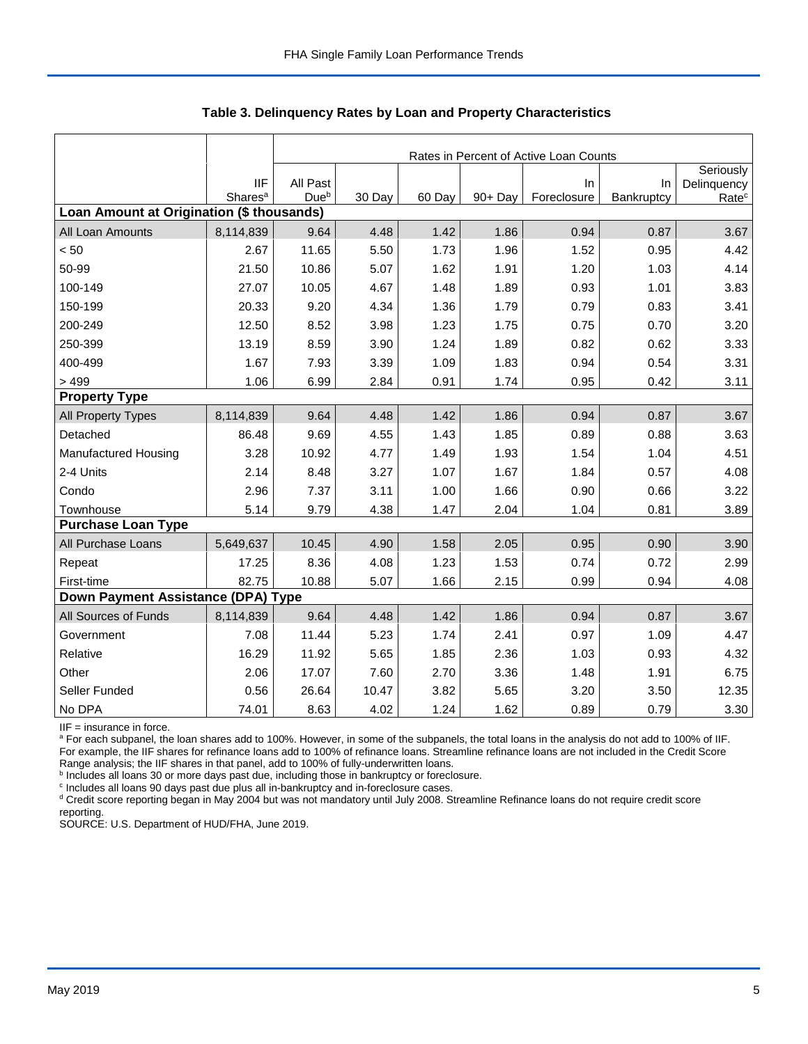**Table 3. Delinquency Rates by Loan and Property Characteristics**

| | IIF Shares[a] | All Past Due[b] | 30 Day | 60 Day | 90+ Day | In Foreclosure | In Bankruptcy | Seriously Delinquency Rate[c] |
|---|---|---|---|---|---|---|---|---|
| | | Rates in Percent of Active Loan Counts | | | | | | |
| **Loan Amount at Origination ($ thousands)** | | | | | | | | |
| All Loan Amounts | 8,114,839 | 9.64 | 4.48 | 1.42 | 1.86 | 0.94 | 0.87 | 3.67 |
| < 50 | 2.67 | 11.65 | 5.50 | 1.73 | 1.96 | 1.52 | 0.95 | 4.42 |
| 50-99 | 21.50 | 10.86 | 5.07 | 1.62 | 1.91 | 1.20 | 1.03 | 4.14 |
| 100-149 | 27.07 | 10.05 | 4.67 | 1.48 | 1.89 | 0.93 | 1.01 | 3.83 |
| 150-199 | 20.33 | 9.20 | 4.34 | 1.36 | 1.79 | 0.79 | 0.83 | 3.41 |
| 200-249 | 12.50 | 8.52 | 3.98 | 1.23 | 1.75 | 0.75 | 0.70 | 3.20 |
| 250-399 | 13.19 | 8.59 | 3.90 | 1.24 | 1.89 | 0.82 | 0.62 | 3.33 |
| 400-499 | 1.67 | 7.93 | 3.39 | 1.09 | 1.83 | 0.94 | 0.54 | 3.31 |
| > 499 | 1.06 | 6.99 | 2.84 | 0.91 | 1.74 | 0.95 | 0.42 | 3.11 |
| **Property Type** | | | | | | | | |
| All Property Types | 8,114,839 | 9.64 | 4.48 | 1.42 | 1.86 | 0.94 | 0.87 | 3.67 |
| Detached | 86.48 | 9.69 | 4.55 | 1.43 | 1.85 | 0.89 | 0.88 | 3.63 |
| Manufactured Housing | 3.28 | 10.92 | 4.77 | 1.49 | 1.93 | 1.54 | 1.04 | 4.51 |
| 2-4 Units | 2.14 | 8.48 | 3.27 | 1.07 | 1.67 | 1.84 | 0.57 | 4.08 |
| Condo | 2.96 | 7.37 | 3.11 | 1.00 | 1.66 | 0.90 | 0.66 | 3.22 |
| Townhouse | 5.14 | 9.79 | 4.38 | 1.47 | 2.04 | 1.04 | 0.81 | 3.89 |
| **Purchase Loan Type** | | | | | | | | |
| All Purchase Loans | 5,649,637 | 10.45 | 4.90 | 1.58 | 2.05 | 0.95 | 0.90 | 3.90 |
| Repeat | 17.25 | 8.36 | 4.08 | 1.23 | 1.53 | 0.74 | 0.72 | 2.99 |
| First-time | 82.75 | 10.88 | 5.07 | 1.66 | 2.15 | 0.99 | 0.94 | 4.08 |
| **Down Payment Assistance (DPA) Type** | | | | | | | | |
| All Sources of Funds | 8,114,839 | 9.64 | 4.48 | 1.42 | 1.86 | 0.94 | 0.87 | 3.67 |
| Government | 7.08 | 11.44 | 5.23 | 1.74 | 2.41 | 0.97 | 1.09 | 4.47 |
| Relative | 16.29 | 11.92 | 5.65 | 1.85 | 2.36 | 1.03 | 0.93 | 4.32 |
| Other | 2.06 | 17.07 | 7.60 | 2.70 | 3.36 | 1.48 | 1.91 | 6.75 |
| Seller Funded | 0.56 | 26.64 | 10.47 | 3.82 | 5.65 | 3.20 | 3.50 | 12.35 |
| No DPA | 74.01 | 8.63 | 4.02 | 1.24 | 1.62 | 0.89 | 0.79 | 3.30 |

IIF = insurance in force.

[a] For each subpanel, the loan shares add to 100%. However, in some of the subpanels, the total loans in the analysis do not add to 100% of IIF. For example, the IIF shares for refinance loans add to 100% of refinance loans. Streamline refinance loans are not included in the Credit Score Range analysis; the IIF shares in that panel, add to 100% of fully-underwritten loans.

[b] Includes all loans 30 or more days past due, including those in bankruptcy or foreclosure.

[c] Includes all loans 90 days past due plus all in-bankruptcy and in-foreclosure cases.

[d] Credit score reporting began in May 2004 but was not mandatory until July 2008. Streamline Refinance loans do not require credit score reporting.

SOURCE: U.S. Department of HUD/FHA, June 2019.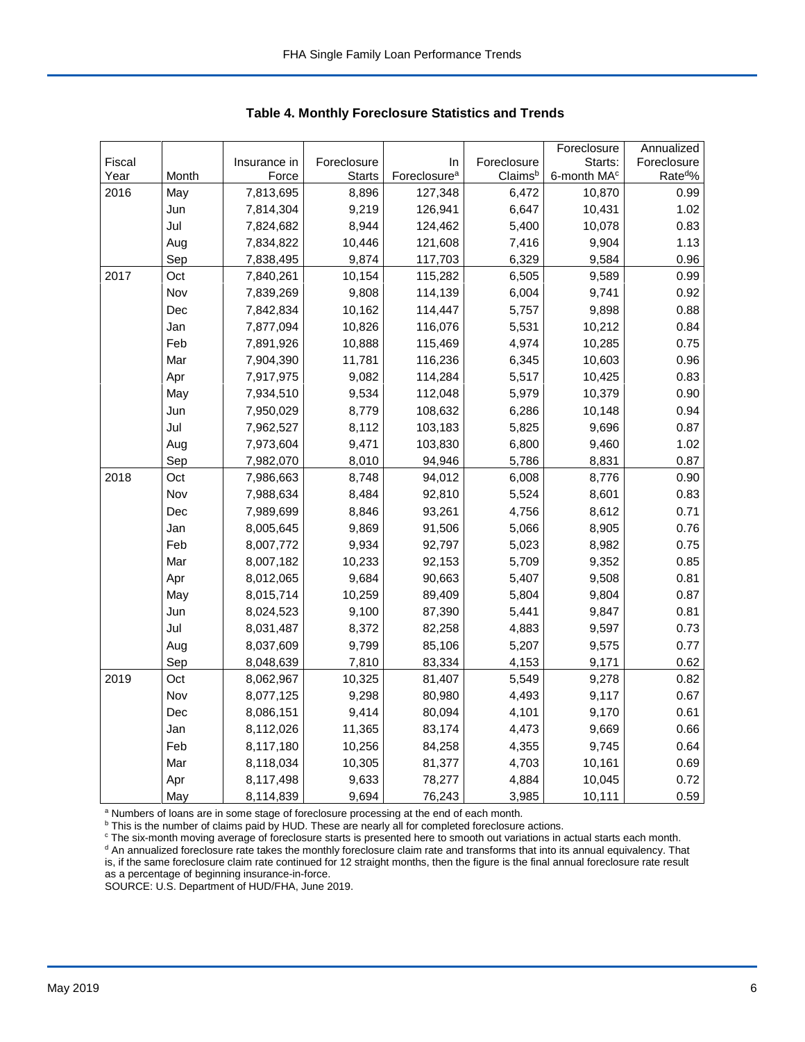### Table 4. Monthly Foreclosure Statistics and Trends

| Fiscal Year | Month | Insurance in Force | Foreclosure Starts | In Foreclosure[a] | Foreclosure Claims[b] | Foreclosure Starts: 6-month MA[c] | Annualized Foreclosure Rate[d]% |
|---|---|---|---|---|---|---|---|
| 2016 | May | 7,813,695 | 8,896 | 127,348 | 6,472 | 10,870 | 0.99 |
| | Jun | 7,814,304 | 9,219 | 126,941 | 6,647 | 10,431 | 1.02 |
| | Jul | 7,824,682 | 8,944 | 124,462 | 5,400 | 10,078 | 0.83 |
| | Aug | 7,834,822 | 10,446 | 121,608 | 7,416 | 9,904 | 1.13 |
| | Sep | 7,838,495 | 9,874 | 117,703 | 6,329 | 9,584 | 0.96 |
| 2017 | Oct | 7,840,261 | 10,154 | 115,282 | 6,505 | 9,589 | 0.99 |
| | Nov | 7,839,269 | 9,808 | 114,139 | 6,004 | 9,741 | 0.92 |
| | Dec | 7,842,834 | 10,162 | 114,447 | 5,757 | 9,898 | 0.88 |
| | Jan | 7,877,094 | 10,826 | 116,076 | 5,531 | 10,212 | 0.84 |
| | Feb | 7,891,926 | 10,888 | 115,469 | 4,974 | 10,285 | 0.75 |
| | Mar | 7,904,390 | 11,781 | 116,236 | 6,345 | 10,603 | 0.96 |
| | Apr | 7,917,975 | 9,082 | 114,284 | 5,517 | 10,425 | 0.83 |
| | May | 7,934,510 | 9,534 | 112,048 | 5,979 | 10,379 | 0.90 |
| | Jun | 7,950,029 | 8,779 | 108,632 | 6,286 | 10,148 | 0.94 |
| | Jul | 7,962,527 | 8,112 | 103,183 | 5,825 | 9,696 | 0.87 |
| | Aug | 7,973,604 | 9,471 | 103,830 | 6,800 | 9,460 | 1.02 |
| | Sep | 7,982,070 | 8,010 | 94,946 | 5,786 | 8,831 | 0.87 |
| 2018 | Oct | 7,986,663 | 8,748 | 94,012 | 6,008 | 8,776 | 0.90 |
| | Nov | 7,988,634 | 8,484 | 92,810 | 5,524 | 8,601 | 0.83 |
| | Dec | 7,989,699 | 8,846 | 93,261 | 4,756 | 8,612 | 0.71 |
| | Jan | 8,005,645 | 9,869 | 91,506 | 5,066 | 8,905 | 0.76 |
| | Feb | 8,007,772 | 9,934 | 92,797 | 5,023 | 8,982 | 0.75 |
| | Mar | 8,007,182 | 10,233 | 92,153 | 5,709 | 9,352 | 0.85 |
| | Apr | 8,012,065 | 9,684 | 90,663 | 5,407 | 9,508 | 0.81 |
| | May | 8,015,714 | 10,259 | 89,409 | 5,804 | 9,804 | 0.87 |
| | Jun | 8,024,523 | 9,100 | 87,390 | 5,441 | 9,847 | 0.81 |
| | Jul | 8,031,487 | 8,372 | 82,258 | 4,883 | 9,597 | 0.73 |
| | Aug | 8,037,609 | 9,799 | 85,106 | 5,207 | 9,575 | 0.77 |
| | Sep | 8,048,639 | 7,810 | 83,334 | 4,153 | 9,171 | 0.62 |
| 2019 | Oct | 8,062,967 | 10,325 | 81,407 | 5,549 | 9,278 | 0.82 |
| | Nov | 8,077,125 | 9,298 | 80,980 | 4,493 | 9,117 | 0.67 |
| | Dec | 8,086,151 | 9,414 | 80,094 | 4,101 | 9,170 | 0.61 |
| | Jan | 8,112,026 | 11,365 | 83,174 | 4,473 | 9,669 | 0.66 |
| | Feb | 8,117,180 | 10,256 | 84,258 | 4,355 | 9,745 | 0.64 |
| | Mar | 8,118,034 | 10,305 | 81,377 | 4,703 | 10,161 | 0.69 |
| | Apr | 8,117,498 | 9,633 | 78,277 | 4,884 | 10,045 | 0.72 |
| | May | 8,114,839 | 9,694 | 76,243 | 3,985 | 10,111 | 0.59 |

[a] Numbers of loans are in some stage of foreclosure processing at the end of each month.

[b] This is the number of claims paid by HUD. These are nearly all for completed foreclosure actions.

[c] The six-month moving average of foreclosure starts is presented here to smooth out variations in actual starts each month.

[d] An annualized foreclosure rate takes the monthly foreclosure claim rate and transforms that into its annual equivalency. That is, if the same foreclosure claim rate continued for 12 straight months, then the figure is the final annual foreclosure rate result as a percentage of beginning insurance-in-force.

SOURCE: U.S. Department of HUD/FHA, June 2019.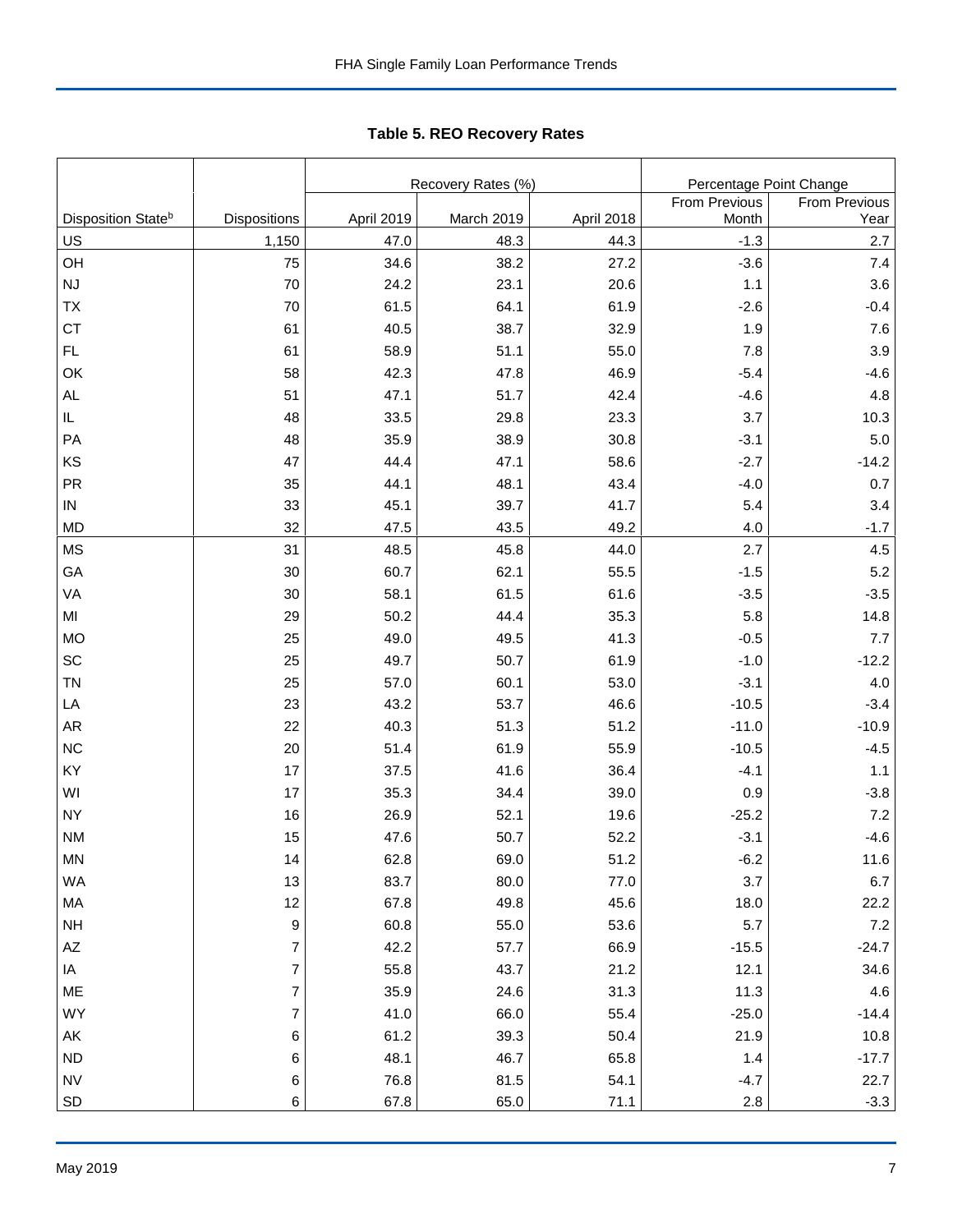**Table 5. REO Recovery Rates**

| | | Recovery Rates (%) | | | Percentage Point Change | |
|---|---|---|---|---|---|---|
| Disposition State[b] | Dispositions | April 2019 | March 2019 | April 2018 | From Previous Month | From Previous Year |
| US | 1,150 | 47.0 | 48.3 | 44.3 | -1.3 | 2.7 |
| OH | 75 | 34.6 | 38.2 | 27.2 | -3.6 | 7.4 |
| NJ | 70 | 24.2 | 23.1 | 20.6 | 1.1 | 3.6 |
| TX | 70 | 61.5 | 64.1 | 61.9 | -2.6 | -0.4 |
| CT | 61 | 40.5 | 38.7 | 32.9 | 1.9 | 7.6 |
| FL | 61 | 58.9 | 51.1 | 55.0 | 7.8 | 3.9 |
| OK | 58 | 42.3 | 47.8 | 46.9 | -5.4 | -4.6 |
| AL | 51 | 47.1 | 51.7 | 42.4 | -4.6 | 4.8 |
| IL | 48 | 33.5 | 29.8 | 23.3 | 3.7 | 10.3 |
| PA | 48 | 35.9 | 38.9 | 30.8 | -3.1 | 5.0 |
| KS | 47 | 44.4 | 47.1 | 58.6 | -2.7 | -14.2 |
| PR | 35 | 44.1 | 48.1 | 43.4 | -4.0 | 0.7 |
| IN | 33 | 45.1 | 39.7 | 41.7 | 5.4 | 3.4 |
| MD | 32 | 47.5 | 43.5 | 49.2 | 4.0 | -1.7 |
| MS | 31 | 48.5 | 45.8 | 44.0 | 2.7 | 4.5 |
| GA | 30 | 60.7 | 62.1 | 55.5 | -1.5 | 5.2 |
| VA | 30 | 58.1 | 61.5 | 61.6 | -3.5 | -3.5 |
| MI | 29 | 50.2 | 44.4 | 35.3 | 5.8 | 14.8 |
| MO | 25 | 49.0 | 49.5 | 41.3 | -0.5 | 7.7 |
| SC | 25 | 49.7 | 50.7 | 61.9 | -1.0 | -12.2 |
| TN | 25 | 57.0 | 60.1 | 53.0 | -3.1 | 4.0 |
| LA | 23 | 43.2 | 53.7 | 46.6 | -10.5 | -3.4 |
| AR | 22 | 40.3 | 51.3 | 51.2 | -11.0 | -10.9 |
| NC | 20 | 51.4 | 61.9 | 55.9 | -10.5 | -4.5 |
| KY | 17 | 37.5 | 41.6 | 36.4 | -4.1 | 1.1 |
| WI | 17 | 35.3 | 34.4 | 39.0 | 0.9 | -3.8 |
| NY | 16 | 26.9 | 52.1 | 19.6 | -25.2 | 7.2 |
| NM | 15 | 47.6 | 50.7 | 52.2 | -3.1 | -4.6 |
| MN | 14 | 62.8 | 69.0 | 51.2 | -6.2 | 11.6 |
| WA | 13 | 83.7 | 80.0 | 77.0 | 3.7 | 6.7 |
| MA | 12 | 67.8 | 49.8 | 45.6 | 18.0 | 22.2 |
| NH | 9 | 60.8 | 55.0 | 53.6 | 5.7 | 7.2 |
| AZ | 7 | 42.2 | 57.7 | 66.9 | -15.5 | -24.7 |
| IA | 7 | 55.8 | 43.7 | 21.2 | 12.1 | 34.6 |
| ME | 7 | 35.9 | 24.6 | 31.3 | 11.3 | 4.6 |
| WY | 7 | 41.0 | 66.0 | 55.4 | -25.0 | -14.4 |
| AK | 6 | 61.2 | 39.3 | 50.4 | 21.9 | 10.8 |
| ND | 6 | 48.1 | 46.7 | 65.8 | 1.4 | -17.7 |
| NV | 6 | 76.8 | 81.5 | 54.1 | -4.7 | 22.7 |
| SD | 6 | 67.8 | 65.0 | 71.1 | 2.8 | -3.3 |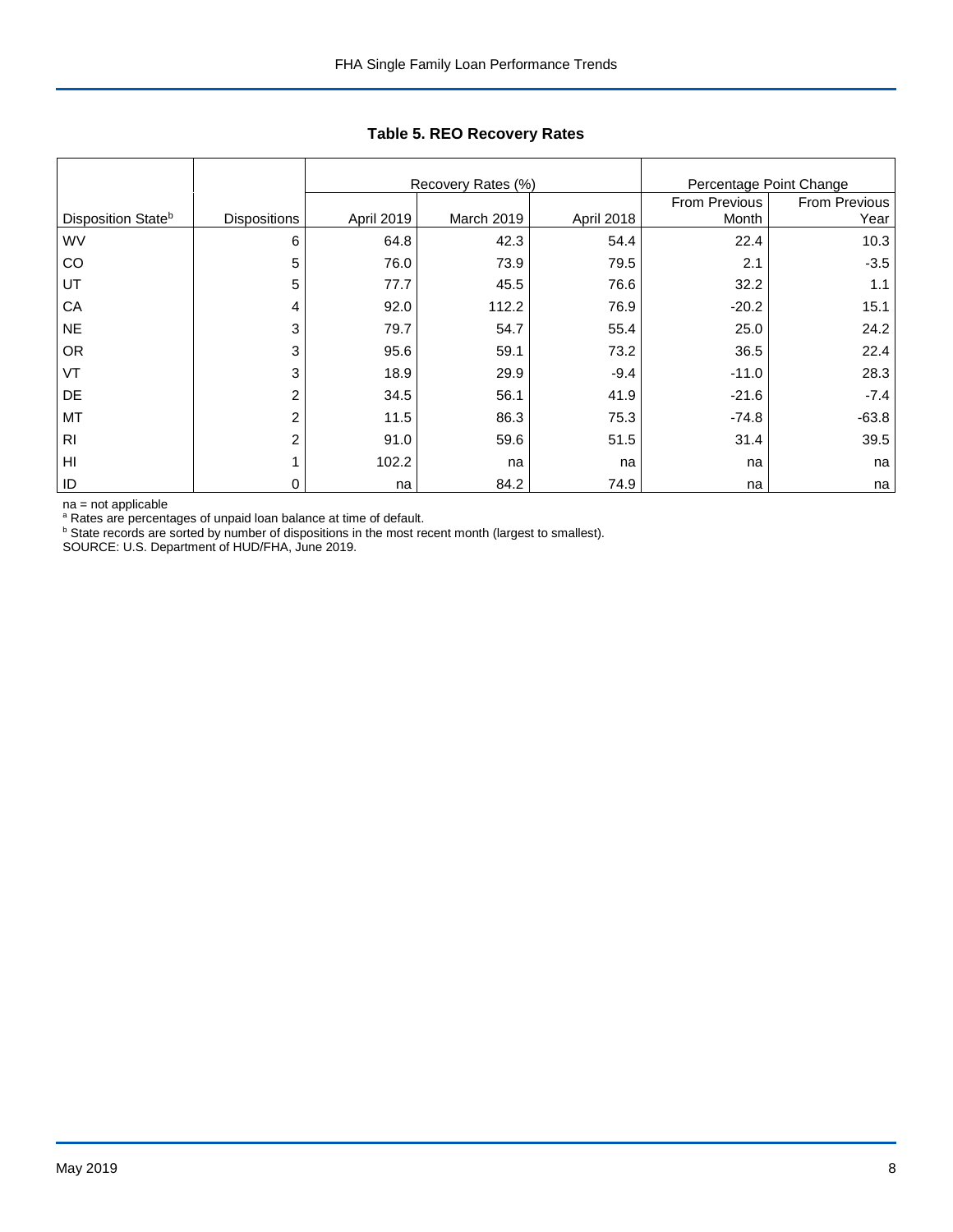## Table 5. REO Recovery Rates

| | | Recovery Rates (%) | | | Percentage Point Change | |
|---|---|---|---|---|---|---|
| Disposition State[b] | Dispositions | April 2019 | March 2019 | April 2018 | From Previous Month | From Previous Year |
| WV | 6 | 64.8 | 42.3 | 54.4 | 22.4 | 10.3 |
| CO | 5 | 76.0 | 73.9 | 79.5 | 2.1 | -3.5 |
| UT | 5 | 77.7 | 45.5 | 76.6 | 32.2 | 1.1 |
| CA | 4 | 92.0 | 112.2 | 76.9 | -20.2 | 15.1 |
| NE | 3 | 79.7 | 54.7 | 55.4 | 25.0 | 24.2 |
| OR | 3 | 95.6 | 59.1 | 73.2 | 36.5 | 22.4 |
| VT | 3 | 18.9 | 29.9 | -9.4 | -11.0 | 28.3 |
| DE | 2 | 34.5 | 56.1 | 41.9 | -21.6 | -7.4 |
| MT | 2 | 11.5 | 86.3 | 75.3 | -74.8 | -63.8 |
| RI | 2 | 91.0 | 59.6 | 51.5 | 31.4 | 39.5 |
| HI | 1 | 102.2 | na | na | na | na |
| ID | 0 | na | 84.2 | 74.9 | na | na |

na = not applicable
[a] Rates are percentages of unpaid loan balance at time of default.
[b] State records are sorted by number of dispositions in the most recent month (largest to smallest).
SOURCE: U.S. Department of HUD/FHA, June 2019.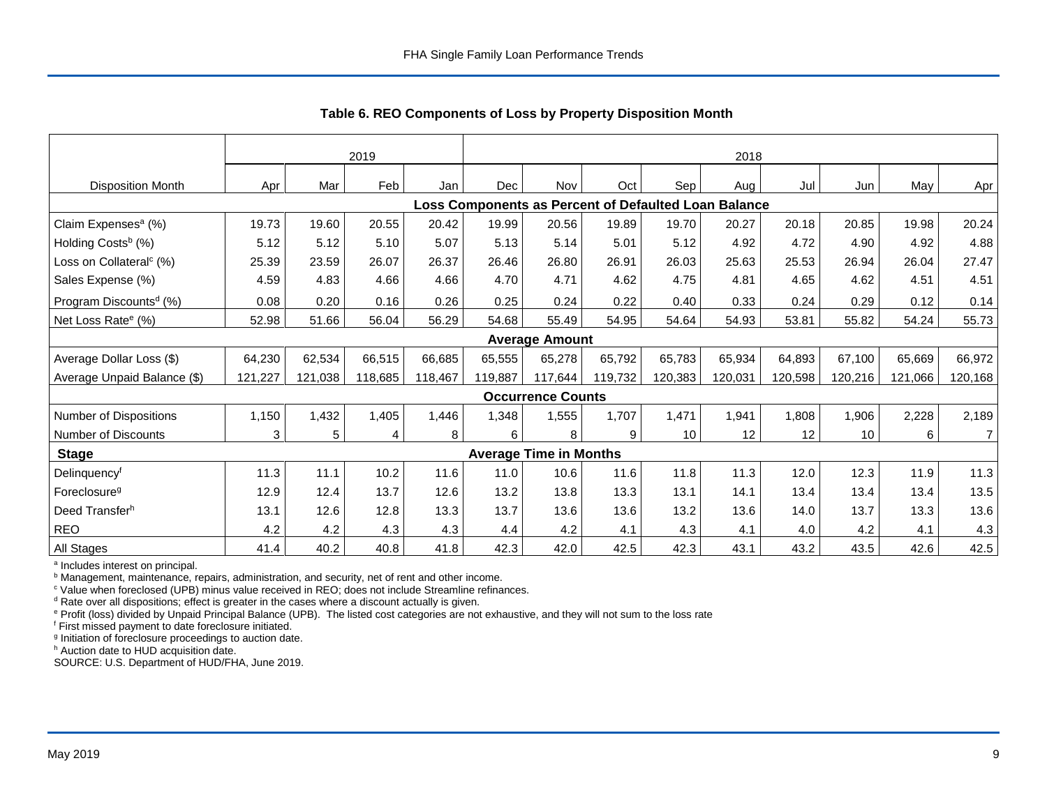### Table 6. REO Components of Loss by Property Disposition Month

| | 2019 | | | | 2018 | | | | | | | | |
|---|---|---|---|---|---|---|---|---|---|---|---|---|---|
| Disposition Month | Apr | Mar | Feb | Jan | Dec | Nov | Oct | Sep | Aug | Jul | Jun | May | Apr |
| **Loss Components as Percent of Defaulted Loan Balance** | | | | | | | | | | | | | |
| Claim Expenses[a] (%) | 19.73 | 19.60 | 20.55 | 20.42 | 19.99 | 20.56 | 19.89 | 19.70 | 20.27 | 20.18 | 20.85 | 19.98 | 20.24 |
| Holding Costs[b] (%) | 5.12 | 5.12 | 5.10 | 5.07 | 5.13 | 5.14 | 5.01 | 5.12 | 4.92 | 4.72 | 4.90 | 4.92 | 4.88 |
| Loss on Collateral[c] (%) | 25.39 | 23.59 | 26.07 | 26.37 | 26.46 | 26.80 | 26.91 | 26.03 | 25.63 | 25.53 | 26.94 | 26.04 | 27.47 |
| Sales Expense (%) | 4.59 | 4.83 | 4.66 | 4.66 | 4.70 | 4.71 | 4.62 | 4.75 | 4.81 | 4.65 | 4.62 | 4.51 | 4.51 |
| Program Discounts[d] (%) | 0.08 | 0.20 | 0.16 | 0.26 | 0.25 | 0.24 | 0.22 | 0.40 | 0.33 | 0.24 | 0.29 | 0.12 | 0.14 |
| Net Loss Rate[e] (%) | 52.98 | 51.66 | 56.04 | 56.29 | 54.68 | 55.49 | 54.95 | 54.64 | 54.93 | 53.81 | 55.82 | 54.24 | 55.73 |
| **Average Amount** | | | | | | | | | | | | | |
| Average Dollar Loss ($) | 64,230 | 62,534 | 66,515 | 66,685 | 65,555 | 65,278 | 65,792 | 65,783 | 65,934 | 64,893 | 67,100 | 65,669 | 66,972 |
| Average Unpaid Balance ($) | 121,227 | 121,038 | 118,685 | 118,467 | 119,887 | 117,644 | 119,732 | 120,383 | 120,031 | 120,598 | 120,216 | 121,066 | 120,168 |
| **Occurrence Counts** | | | | | | | | | | | | | |
| Number of Dispositions | 1,150 | 1,432 | 1,405 | 1,446 | 1,348 | 1,555 | 1,707 | 1,471 | 1,941 | 1,808 | 1,906 | 2,228 | 2,189 |
| Number of Discounts | 3 | 5 | 4 | 8 | 6 | 8 | 9 | 10 | 12 | 12 | 10 | 6 | 7 |
| **Stage** | **Average Time in Months** | | | | | | | | | | | | |
| Delinquency[f] | 11.3 | 11.1 | 10.2 | 11.6 | 11.0 | 10.6 | 11.6 | 11.8 | 11.3 | 12.0 | 12.3 | 11.9 | 11.3 |
| Foreclosure[g] | 12.9 | 12.4 | 13.7 | 12.6 | 13.2 | 13.8 | 13.3 | 13.1 | 14.1 | 13.4 | 13.4 | 13.4 | 13.5 |
| Deed Transfer[h] | 13.1 | 12.6 | 12.8 | 13.3 | 13.7 | 13.6 | 13.6 | 13.2 | 13.6 | 14.0 | 13.7 | 13.3 | 13.6 |
| REO | 4.2 | 4.2 | 4.3 | 4.3 | 4.4 | 4.2 | 4.1 | 4.3 | 4.1 | 4.0 | 4.2 | 4.1 | 4.3 |
| All Stages | 41.4 | 40.2 | 40.8 | 41.8 | 42.3 | 42.0 | 42.5 | 42.3 | 43.1 | 43.2 | 43.5 | 42.6 | 42.5 |

[a] Includes interest on principal.
[b] Management, maintenance, repairs, administration, and security, net of rent and other income.
[c] Value when foreclosed (UPB) minus value received in REO; does not include Streamline refinances.
[d] Rate over all dispositions; effect is greater in the cases where a discount actually is given.
[e] Profit (loss) divided by Unpaid Principal Balance (UPB). The listed cost categories are not exhaustive, and they will not sum to the loss rate
[f] First missed payment to date foreclosure initiated.
[g] Initiation of foreclosure proceedings to auction date.
[h] Auction date to HUD acquisition date.
SOURCE: U.S. Department of HUD/FHA, June 2019.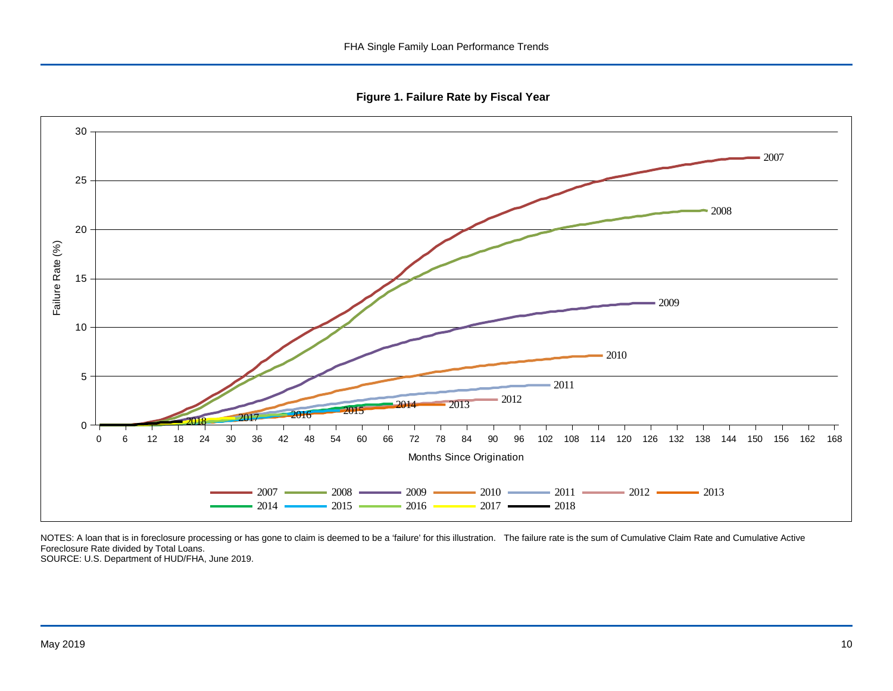**Figure 1. Failure Rate by Fiscal Year**

Failure Rate (%)

30
25
20
15
10
5
0

0 6 12 18 24 30 36 42 48 54 60 66 72 78 84 90 96 102 108 114 120 126 132 138 144 150 156 162 168

Months Since Origination

2007
2008
2009
2010
2011
2012
2013
2014
2015
2016
2017
2018

2007 2008 2009 2010 2011 2012 2013
2014 2015 2016 2017 2018

NOTES: A loan that is in foreclosure processing or has gone to claim is deemed to be a 'failure' for this illustration. The failure rate is the sum of Cumulative Claim Rate and Cumulative Active Foreclosure Rate divided by Total Loans.
SOURCE: U.S. Department of HUD/FHA, June 2019.